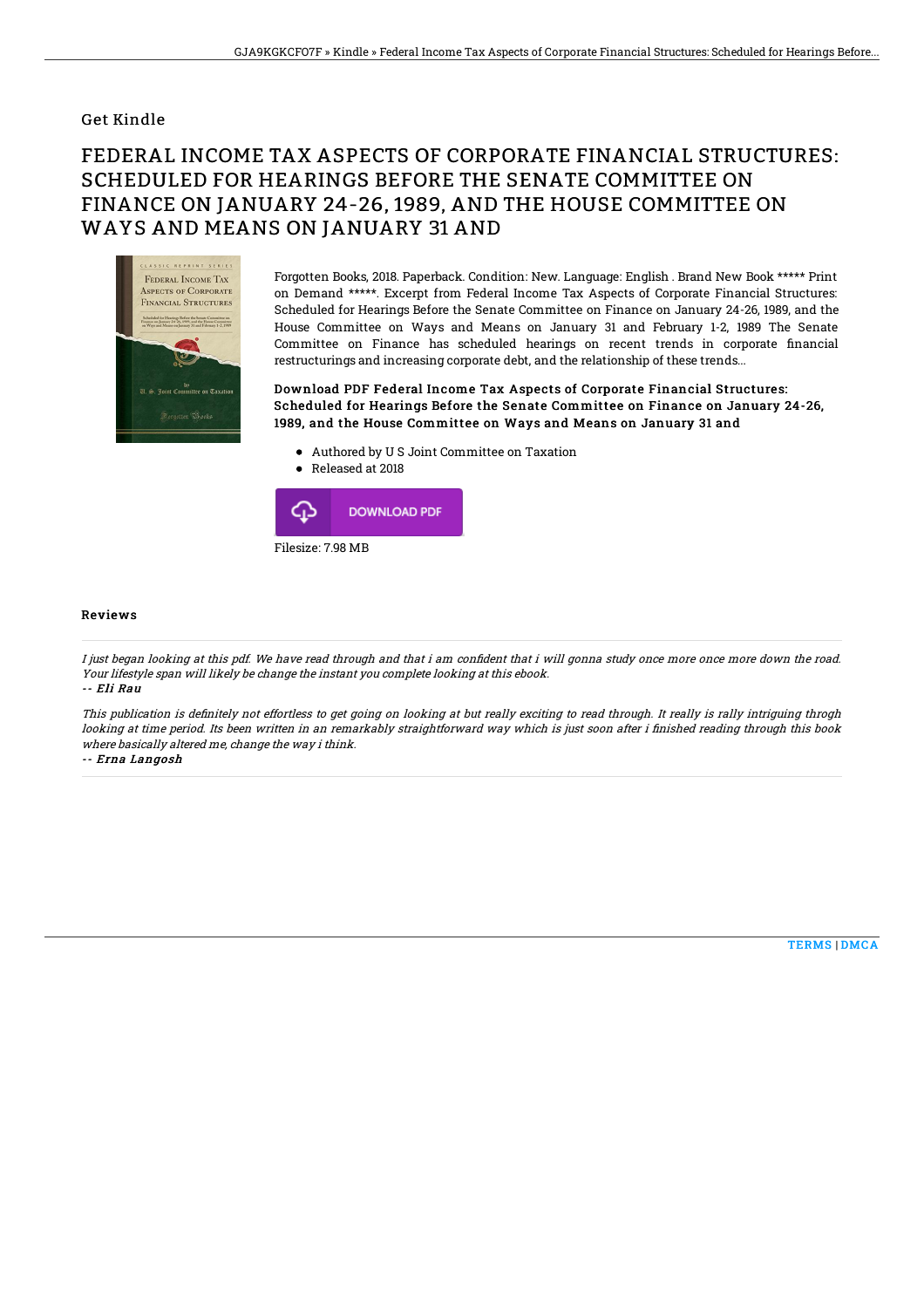## Get Kindle

# FEDERAL INCOME TAX ASPECTS OF CORPORATE FINANCIAL STRUCTURES: SCHEDULED FOR HEARINGS BEFORE THE SENATE COMMITTEE ON FINANCE ON JANUARY 24-26, 1989, AND THE HOUSE COMMITTEE ON WAYS AND MEANS ON JANUARY 31 AND

Forgotten Books, 2018. Paperback. Condition: New. Language: English . Brand New Book ***** Print on Demand *****. Excerpt from Federal Income Tax Aspects of Corporate Financial Structures: Scheduled for Hearings Before the Senate Committee on Finance on January 24-26, 1989, and the House Committee on Ways and Means on January 31 and February 1-2, 1989 The Senate Committee on Finance has scheduled hearings on recent trends in corporate financial restructurings and increasing corporate debt, and the relationship of these trends...

**Download PDF Federal Income Tax Aspects of Corporate Financial Structures: Scheduled for Hearings Before the Senate Committee on Finance on January 24-26, 1989, and the House Committee on Ways and Means on January 31 and**

- Authored by U S Joint Committee on Taxation
- Released at 2018

DOWNLOAD PDF

Filesize: 7.98 MB

### Reviews

*I just began looking at this pdf. We have read through and that i am confident that i will gonna study once more once more down the road. Your lifestyle span will likely be change the instant you complete looking at this ebook.*

-- *Eli Rau*

*This publication is definitely not effortless to get going on looking at but really exciting to read through. It really is rally intriguing throgh looking at time period. Its been written in an remarkably straightforward way which is just soon after i finished reading through this book where basically altered me, change the way i think.*

-- *Erna Langosh*

TERMS | DMCA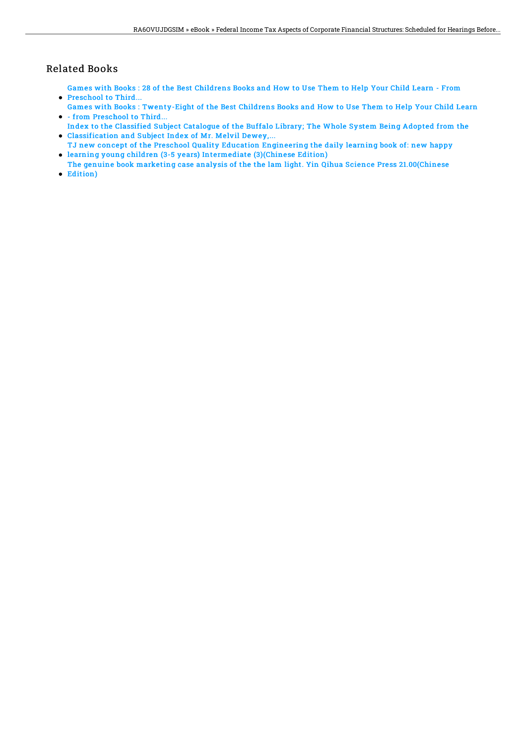## Related Books

- Games with Books : 28 of the Best Childrens Books and How to Use Them to Help Your Child Learn - From Preschool to Third...
- Games with Books : Twenty-Eight of the Best Childrens Books and How to Use Them to Help Your Child Learn - from Preschool to Third...
- Index to the Classified Subject Catalogue of the Buffalo Library; The Whole System Being Adopted from the Classification and Subject Index of Mr. Melvil Dewey,...
- TJ new concept of the Preschool Quality Education Engineering the daily learning book of: new happy learning young children (3-5 years) Intermediate (3)(Chinese Edition)
- The genuine book marketing case analysis of the the lam light. Yin Qihua Science Press 21.00(Chinese Edition)